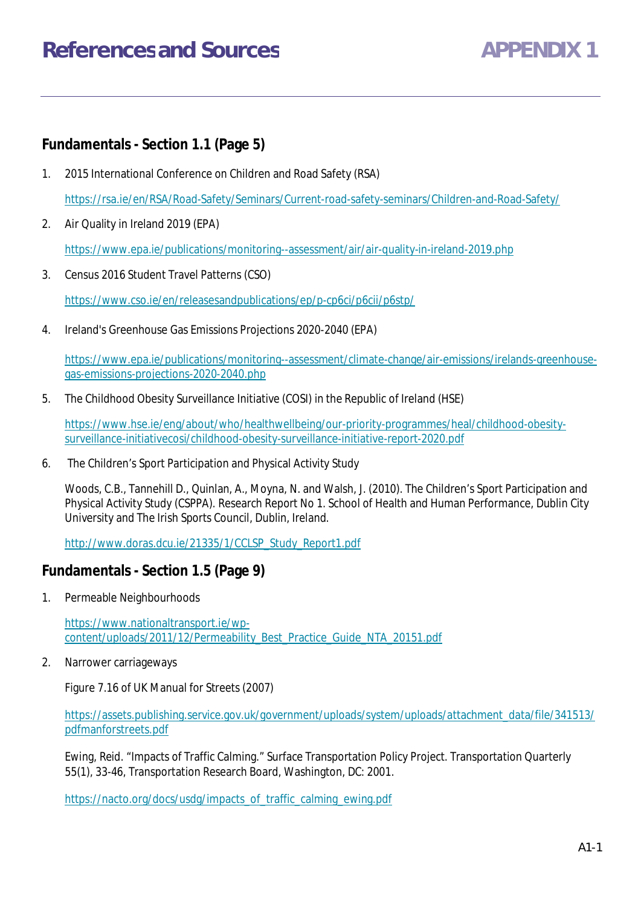# References and Sources

## APPENDIX 1

### Fundamentals - Section 1.1 (Page 5)

1. 2015 International Conference on Children and Road Safety (RSA)

   https://rsa.ie/en/RSA/Road-Safety/Seminars/Current-road-safety-seminars/Children-and-Road-Safety/

2. Air Quality in Ireland 2019 (EPA)

   https://www.epa.ie/publications/monitoring--assessment/air/air-quality-in-ireland-2019.php

3. Census 2016 Student Travel Patterns (CSO)

   https://www.cso.ie/en/releasesandpublications/ep/p-cp6ci/p6cii/p6stp/

4. Ireland's Greenhouse Gas Emissions Projections 2020-2040 (EPA)

   https://www.epa.ie/publications/monitoring--assessment/climate-change/air-emissions/irelands-greenhouse-gas-emissions-projections-2020-2040.php

5. The Childhood Obesity Surveillance Initiative (COSI) in the Republic of Ireland (HSE)

   https://www.hse.ie/eng/about/who/healthwellbeing/our-priority-programmes/heal/childhood-obesity-surveillance-initiativecosi/childhood-obesity-surveillance-initiative-report-2020.pdf

6. The Children's Sport Participation and Physical Activity Study

   Woods, C.B., Tannehill D., Quinlan, A., Moyna, N. and Walsh, J. (2010). The Children's Sport Participation and Physical Activity Study (CSPPA). Research Report No 1. School of Health and Human Performance, Dublin City University and The Irish Sports Council, Dublin, Ireland.

   http://www.doras.dcu.ie/21335/1/CCLSP_Study_Report1.pdf

### Fundamentals - Section 1.5 (Page 9)

1. Permeable Neighbourhoods

   https://www.nationaltransport.ie/wp-content/uploads/2011/12/Permeability_Best_Practice_Guide_NTA_20151.pdf

2. Narrower carriageways

   Figure 7.16 of UK Manual for Streets (2007)

   https://assets.publishing.service.gov.uk/government/uploads/system/uploads/attachment_data/file/341513/pdfmanforstreets.pdf

   Ewing, Reid. "Impacts of Traffic Calming." Surface Transportation Policy Project. Transportation Quarterly 55(1), 33-46, Transportation Research Board, Washington, DC: 2001.

   https://nacto.org/docs/usdg/impacts_of_traffic_calming_ewing.pdf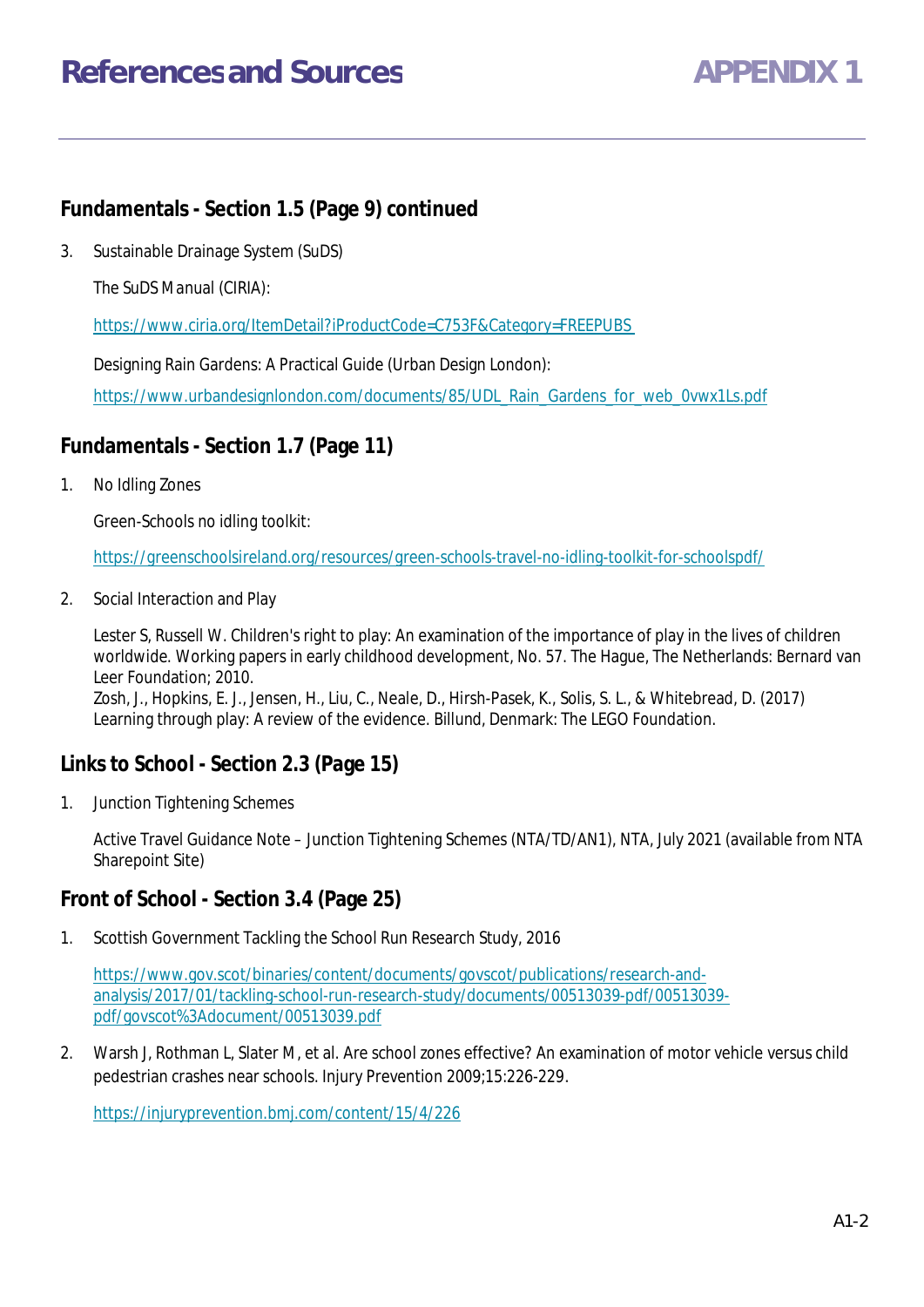# References and Sources

## APPENDIX 1

### Fundamentals - Section 1.5 (Page 9) continued

3. Sustainable Drainage System (SuDS)

   The SuDS Manual (CIRIA):

   https://www.ciria.org/ItemDetail?iProductCode=C753F&Category=FREEPUBS

   Designing Rain Gardens: A Practical Guide (Urban Design London):

   https://www.urbandesignlondon.com/documents/85/UDL_Rain_Gardens_for_web_0vwx1Ls.pdf

### Fundamentals - Section 1.7 (Page 11)

1. No Idling Zones

   Green-Schools no idling toolkit:

   https://greenschoolsireland.org/resources/green-schools-travel-no-idling-toolkit-for-schoolspdf/

2. Social Interaction and Play

   Lester S, Russell W. Children's right to play: An examination of the importance of play in the lives of children worldwide. Working papers in early childhood development, No. 57. The Hague, The Netherlands: Bernard van Leer Foundation; 2010.
   Zosh, J., Hopkins, E. J., Jensen, H., Liu, C., Neale, D., Hirsh-Pasek, K., Solis, S. L., & Whitebread, D. (2017) Learning through play: A review of the evidence. Billund, Denmark: The LEGO Foundation.

### Links to School - Section 2.3 (Page 15)

1. Junction Tightening Schemes

   Active Travel Guidance Note – Junction Tightening Schemes (NTA/TD/AN1), NTA, July 2021 (available from NTA Sharepoint Site)

### Front of School - Section 3.4 (Page 25)

1. Scottish Government Tackling the School Run Research Study, 2016

   https://www.gov.scot/binaries/content/documents/govscot/publications/research-and-analysis/2017/01/tackling-school-run-research-study/documents/00513039-pdf/00513039-pdf/govscot%3Adocument/00513039.pdf

2. Warsh J, Rothman L, Slater M, et al. Are school zones effective? An examination of motor vehicle versus child pedestrian crashes near schools. Injury Prevention 2009;15:226-229.

   https://injuryprevention.bmj.com/content/15/4/226